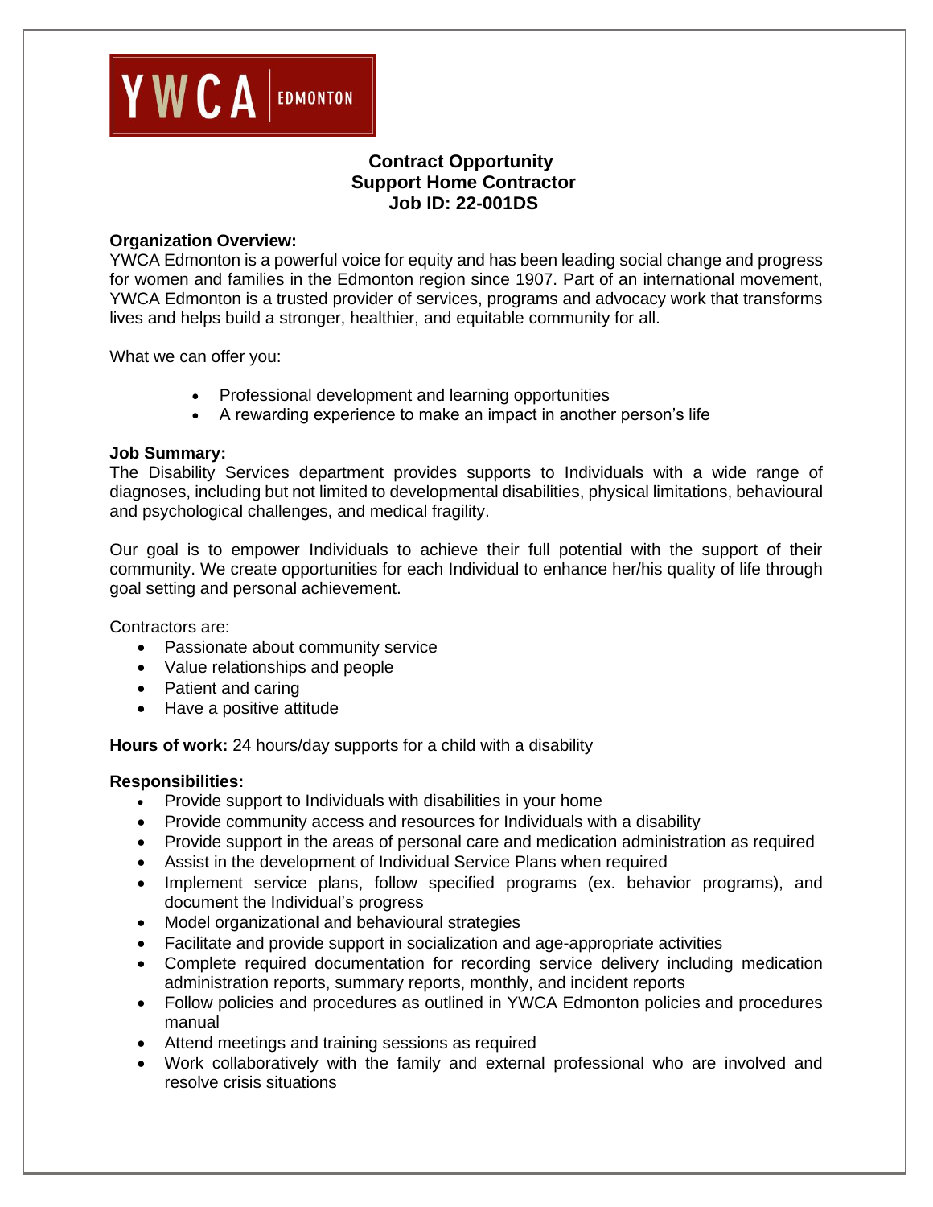YWCA EDMONTON

# Contract Opportunity
## Support Home Contractor
## Job ID: 22-001DS

**Organization Overview:**
YWCA Edmonton is a powerful voice for equity and has been leading social change and progress for women and families in the Edmonton region since 1907. Part of an international movement, YWCA Edmonton is a trusted provider of services, programs and advocacy work that transforms lives and helps build a stronger, healthier, and equitable community for all.

What we can offer you:

- Professional development and learning opportunities
- A rewarding experience to make an impact in another person's life

**Job Summary:**
The Disability Services department provides supports to Individuals with a wide range of diagnoses, including but not limited to developmental disabilities, physical limitations, behavioural and psychological challenges, and medical fragility.

Our goal is to empower Individuals to achieve their full potential with the support of their community. We create opportunities for each Individual to enhance her/his quality of life through goal setting and personal achievement.

Contractors are:

- Passionate about community service
- Value relationships and people
- Patient and caring
- Have a positive attitude

**Hours of work:** 24 hours/day supports for a child with a disability

**Responsibilities:**

- Provide support to Individuals with disabilities in your home
- Provide community access and resources for Individuals with a disability
- Provide support in the areas of personal care and medication administration as required
- Assist in the development of Individual Service Plans when required
- Implement service plans, follow specified programs (ex. behavior programs), and document the Individual's progress
- Model organizational and behavioural strategies
- Facilitate and provide support in socialization and age-appropriate activities
- Complete required documentation for recording service delivery including medication administration reports, summary reports, monthly, and incident reports
- Follow policies and procedures as outlined in YWCA Edmonton policies and procedures manual
- Attend meetings and training sessions as required
- Work collaboratively with the family and external professional who are involved and resolve crisis situations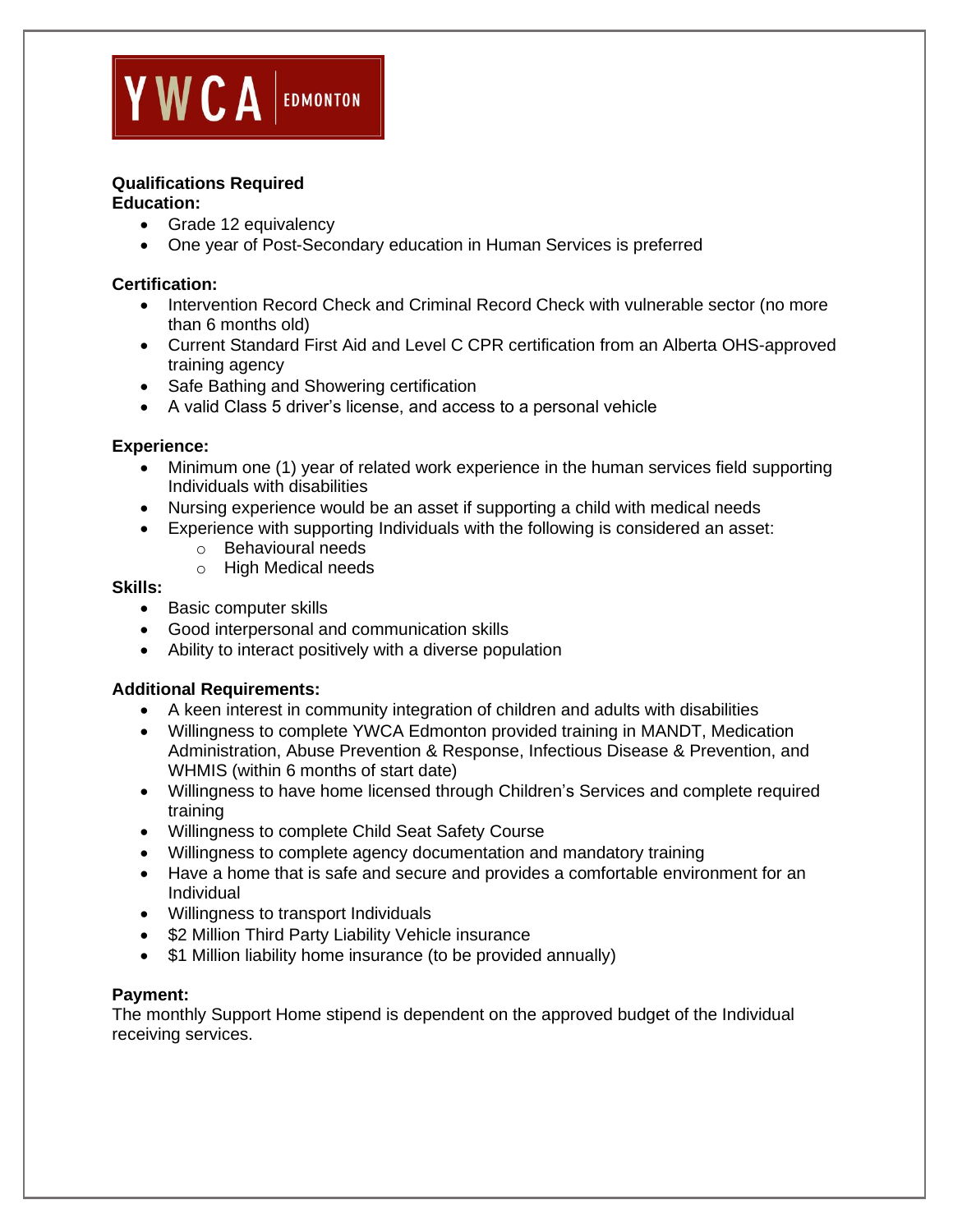YWCA EDMONTON

**Qualifications Required**

**Education:**

- Grade 12 equivalency
- One year of Post-Secondary education in Human Services is preferred

**Certification:**

- Intervention Record Check and Criminal Record Check with vulnerable sector (no more than 6 months old)
- Current Standard First Aid and Level C CPR certification from an Alberta OHS-approved training agency
- Safe Bathing and Showering certification
- A valid Class 5 driver's license, and access to a personal vehicle

**Experience:**

- Minimum one (1) year of related work experience in the human services field supporting Individuals with disabilities
- Nursing experience would be an asset if supporting a child with medical needs
- Experience with supporting Individuals with the following is considered an asset:
  - Behavioural needs
  - High Medical needs

**Skills:**

- Basic computer skills
- Good interpersonal and communication skills
- Ability to interact positively with a diverse population

**Additional Requirements:**

- A keen interest in community integration of children and adults with disabilities
- Willingness to complete YWCA Edmonton provided training in MANDT, Medication Administration, Abuse Prevention & Response, Infectious Disease & Prevention, and WHMIS (within 6 months of start date)
- Willingness to have home licensed through Children's Services and complete required training
- Willingness to complete Child Seat Safety Course
- Willingness to complete agency documentation and mandatory training
- Have a home that is safe and secure and provides a comfortable environment for an Individual
- Willingness to transport Individuals
- $2 Million Third Party Liability Vehicle insurance
- $1 Million liability home insurance (to be provided annually)

**Payment:**

The monthly Support Home stipend is dependent on the approved budget of the Individual receiving services.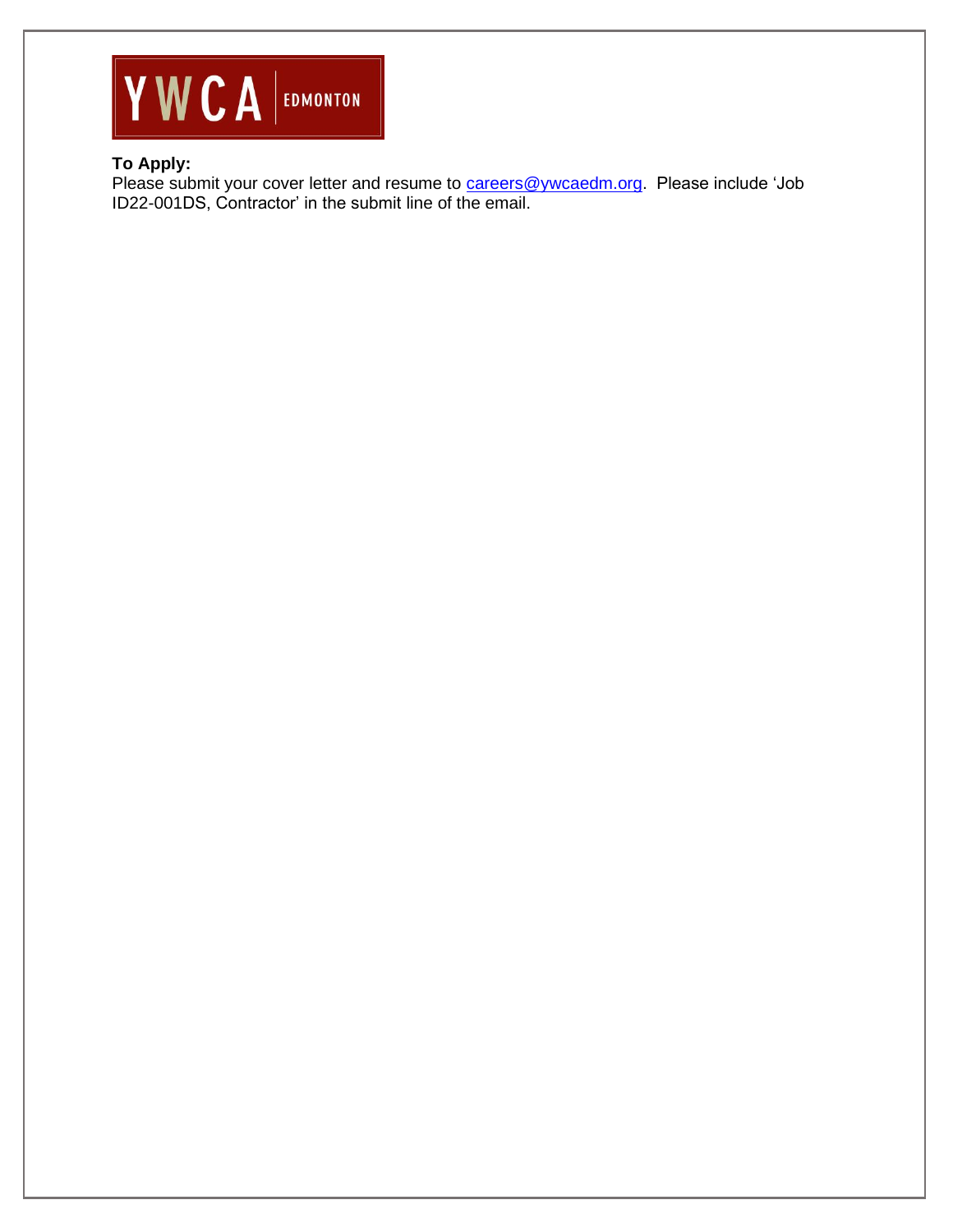**To Apply:**
Please submit your cover letter and resume to careers@ywcaedm.org. Please include 'Job ID22-001DS, Contractor' in the submit line of the email.